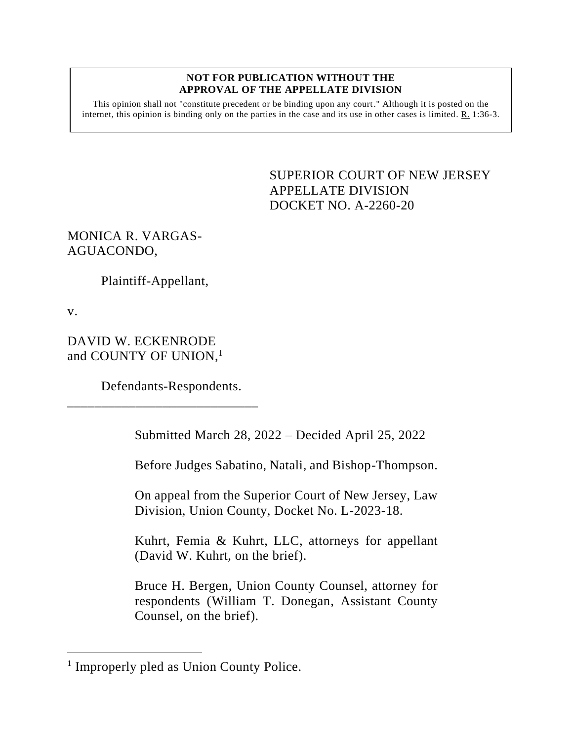**NOT FOR PUBLICATION WITHOUT THE APPROVAL OF THE APPELLATE DIVISION**

This opinion shall not "constitute precedent or be binding upon any court." Although it is posted on the internet, this opinion is binding only on the parties in the case and its use in other cases is limited. R. 1:36-3.

SUPERIOR COURT OF NEW JERSEY
APPELLATE DIVISION
DOCKET NO. A-2260-20

MONICA R. VARGAS-AGUACONDO,

Plaintiff-Appellant,

v.

DAVID W. ECKENRODE and COUNTY OF UNION,[1]

Defendants-Respondents.

---

Submitted March 28, 2022 – Decided April 25, 2022

Before Judges Sabatino, Natali, and Bishop-Thompson.

On appeal from the Superior Court of New Jersey, Law Division, Union County, Docket No. L-2023-18.

Kuhrt, Femia & Kuhrt, LLC, attorneys for appellant (David W. Kuhrt, on the brief).

Bruce H. Bergen, Union County Counsel, attorney for respondents (William T. Donegan, Assistant County Counsel, on the brief).

---

[1] Improperly pled as Union County Police.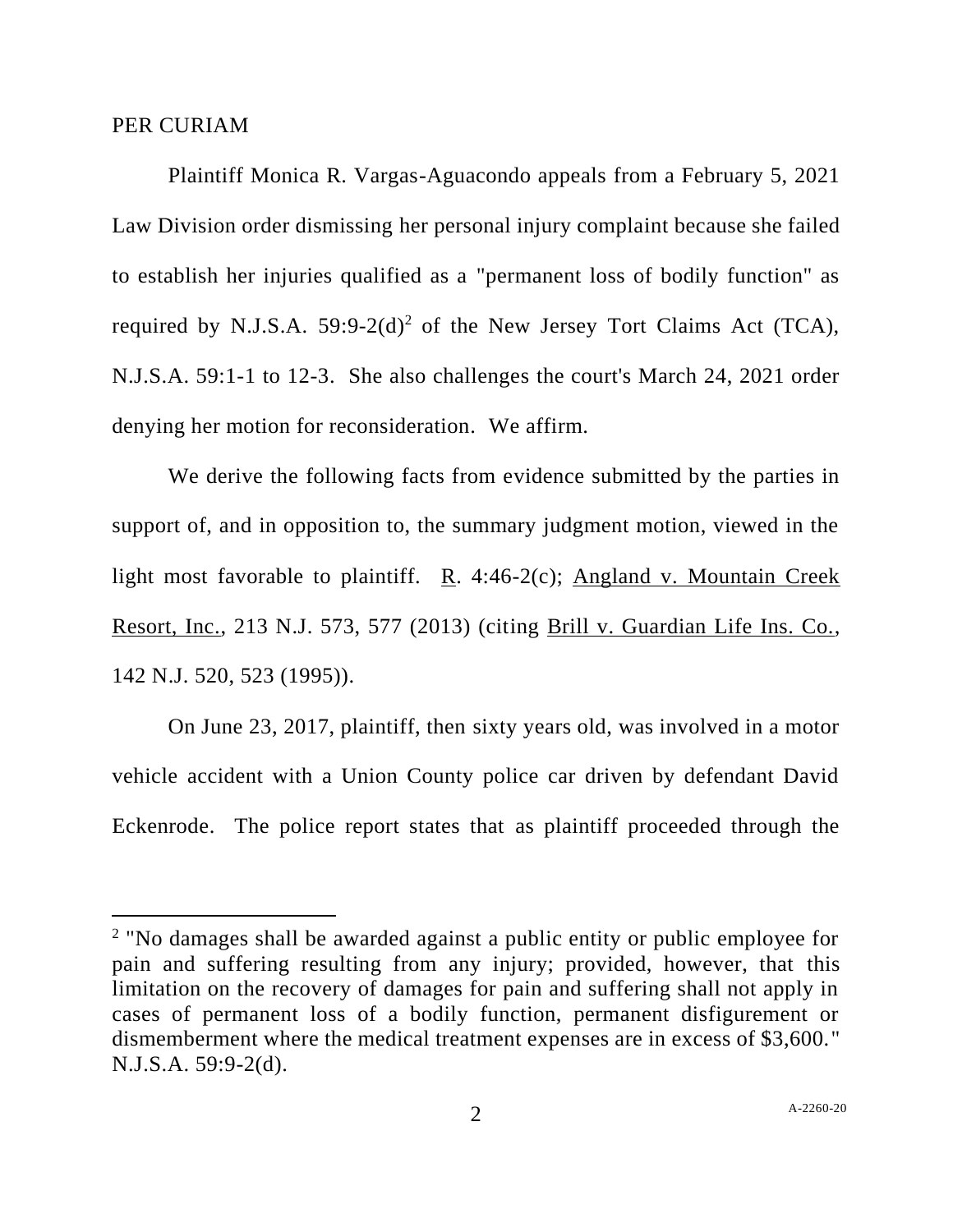PER CURIAM

Plaintiff Monica R. Vargas-Aguacondo appeals from a February 5, 2021 Law Division order dismissing her personal injury complaint because she failed to establish her injuries qualified as a "permanent loss of bodily function" as required by N.J.S.A. 59:9-2(d)[2] of the New Jersey Tort Claims Act (TCA), N.J.S.A. 59:1-1 to 12-3. She also challenges the court's March 24, 2021 order denying her motion for reconsideration. We affirm.

We derive the following facts from evidence submitted by the parties in support of, and in opposition to, the summary judgment motion, viewed in the light most favorable to plaintiff. R. 4:46-2(c); Angland v. Mountain Creek Resort, Inc., 213 N.J. 573, 577 (2013) (citing Brill v. Guardian Life Ins. Co., 142 N.J. 520, 523 (1995)).

On June 23, 2017, plaintiff, then sixty years old, was involved in a motor vehicle accident with a Union County police car driven by defendant David Eckenrode. The police report states that as plaintiff proceeded through the

---

[2] "No damages shall be awarded against a public entity or public employee for pain and suffering resulting from any injury; provided, however, that this limitation on the recovery of damages for pain and suffering shall not apply in cases of permanent loss of a bodily function, permanent disfigurement or dismemberment where the medical treatment expenses are in excess of $3,600." N.J.S.A. 59:9-2(d).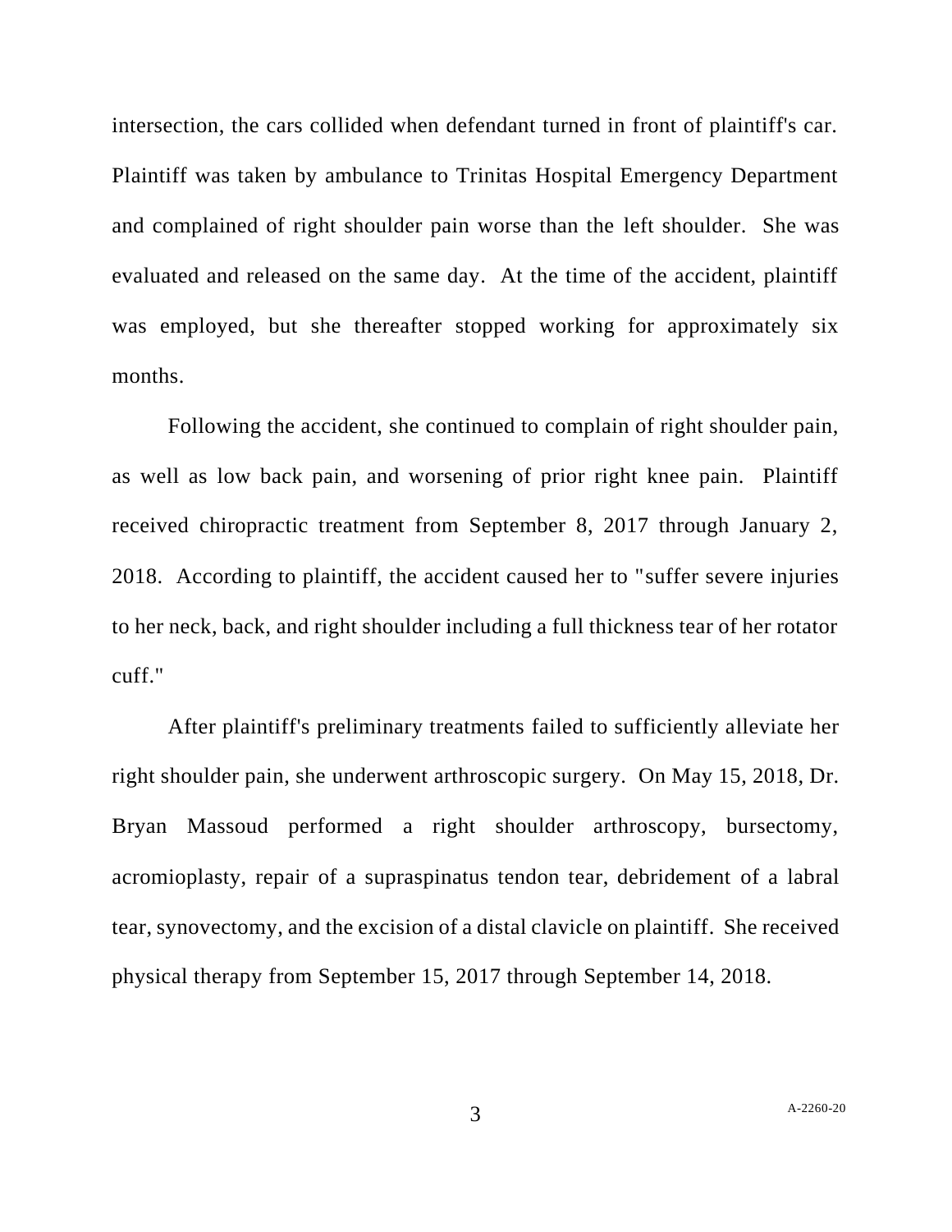intersection, the cars collided when defendant turned in front of plaintiff's car. Plaintiff was taken by ambulance to Trinitas Hospital Emergency Department and complained of right shoulder pain worse than the left shoulder. She was evaluated and released on the same day. At the time of the accident, plaintiff was employed, but she thereafter stopped working for approximately six months.

Following the accident, she continued to complain of right shoulder pain, as well as low back pain, and worsening of prior right knee pain. Plaintiff received chiropractic treatment from September 8, 2017 through January 2, 2018. According to plaintiff, the accident caused her to "suffer severe injuries to her neck, back, and right shoulder including a full thickness tear of her rotator cuff."

After plaintiff's preliminary treatments failed to sufficiently alleviate her right shoulder pain, she underwent arthroscopic surgery. On May 15, 2018, Dr. Bryan Massoud performed a right shoulder arthroscopy, bursectomy, acromioplasty, repair of a supraspinatus tendon tear, debridement of a labral tear, synovectomy, and the excision of a distal clavicle on plaintiff. She received physical therapy from September 15, 2017 through September 14, 2018.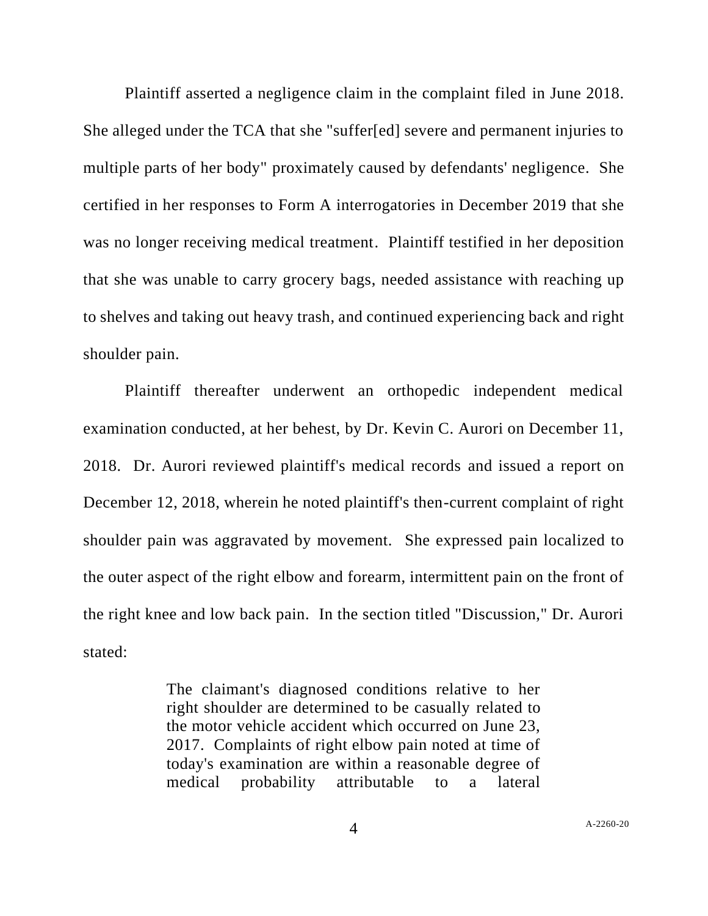Plaintiff asserted a negligence claim in the complaint filed in June 2018. She alleged under the TCA that she "suffer[ed] severe and permanent injuries to multiple parts of her body" proximately caused by defendants' negligence. She certified in her responses to Form A interrogatories in December 2019 that she was no longer receiving medical treatment. Plaintiff testified in her deposition that she was unable to carry grocery bags, needed assistance with reaching up to shelves and taking out heavy trash, and continued experiencing back and right shoulder pain.

Plaintiff thereafter underwent an orthopedic independent medical examination conducted, at her behest, by Dr. Kevin C. Aurori on December 11, 2018. Dr. Aurori reviewed plaintiff's medical records and issued a report on December 12, 2018, wherein he noted plaintiff's then-current complaint of right shoulder pain was aggravated by movement. She expressed pain localized to the outer aspect of the right elbow and forearm, intermittent pain on the front of the right knee and low back pain. In the section titled "Discussion," Dr. Aurori stated:

> The claimant's diagnosed conditions relative to her right shoulder are determined to be casually related to the motor vehicle accident which occurred on June 23, 2017. Complaints of right elbow pain noted at time of today's examination are within a reasonable degree of medical probability attributable to a lateral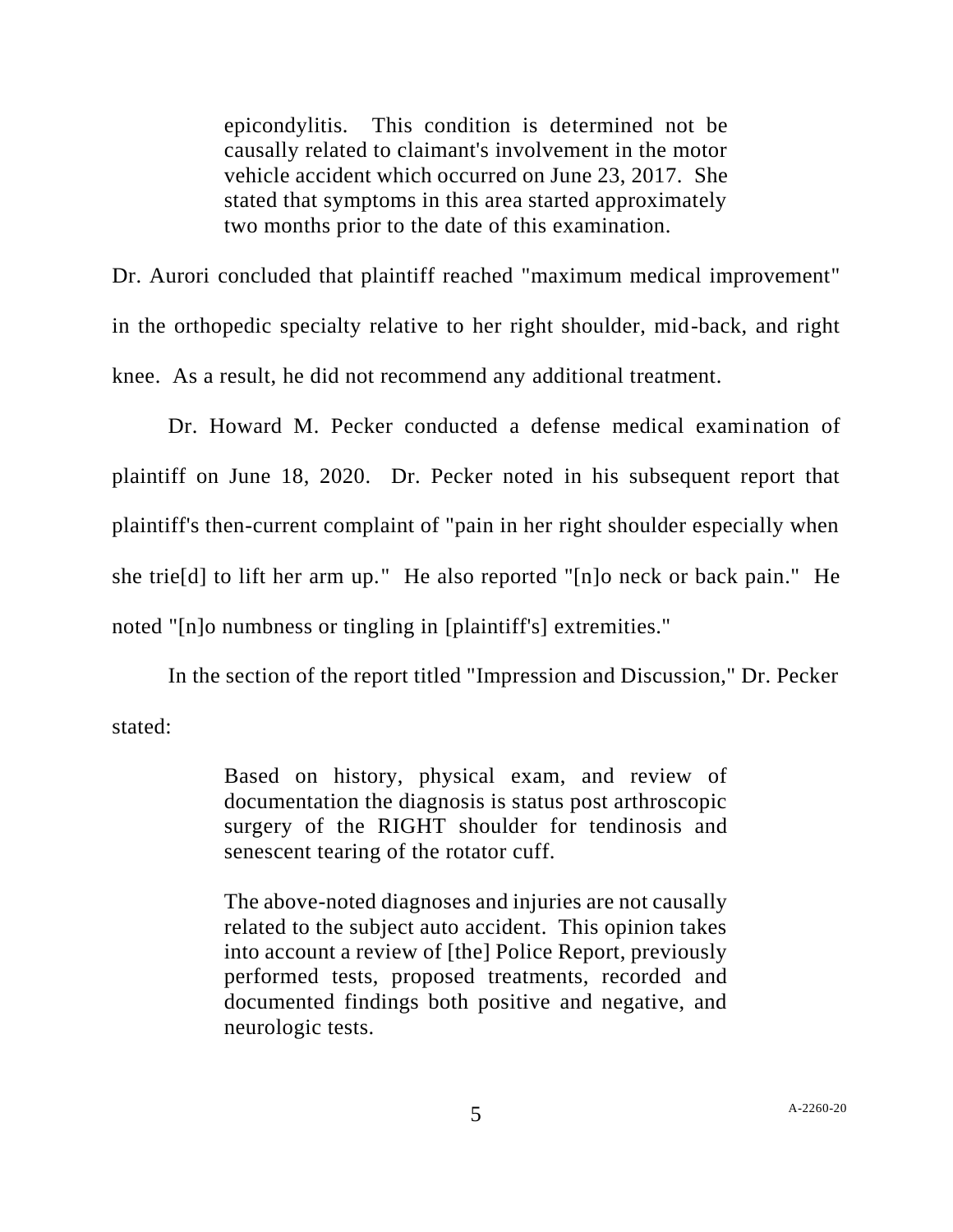> epicondylitis. This condition is determined not be causally related to claimant's involvement in the motor vehicle accident which occurred on June 23, 2017. She stated that symptoms in this area started approximately two months prior to the date of this examination.

Dr. Aurori concluded that plaintiff reached "maximum medical improvement" in the orthopedic specialty relative to her right shoulder, mid-back, and right knee. As a result, he did not recommend any additional treatment.

Dr. Howard M. Pecker conducted a defense medical examination of plaintiff on June 18, 2020. Dr. Pecker noted in his subsequent report that plaintiff's then-current complaint of "pain in her right shoulder especially when she trie[d] to lift her arm up." He also reported "[n]o neck or back pain." He noted "[n]o numbness or tingling in [plaintiff's] extremities."

In the section of the report titled "Impression and Discussion," Dr. Pecker stated:

> Based on history, physical exam, and review of documentation the diagnosis is status post arthroscopic surgery of the RIGHT shoulder for tendinosis and senescent tearing of the rotator cuff.
>
> The above-noted diagnoses and injuries are not causally related to the subject auto accident. This opinion takes into account a review of [the] Police Report, previously performed tests, proposed treatments, recorded and documented findings both positive and negative, and neurologic tests.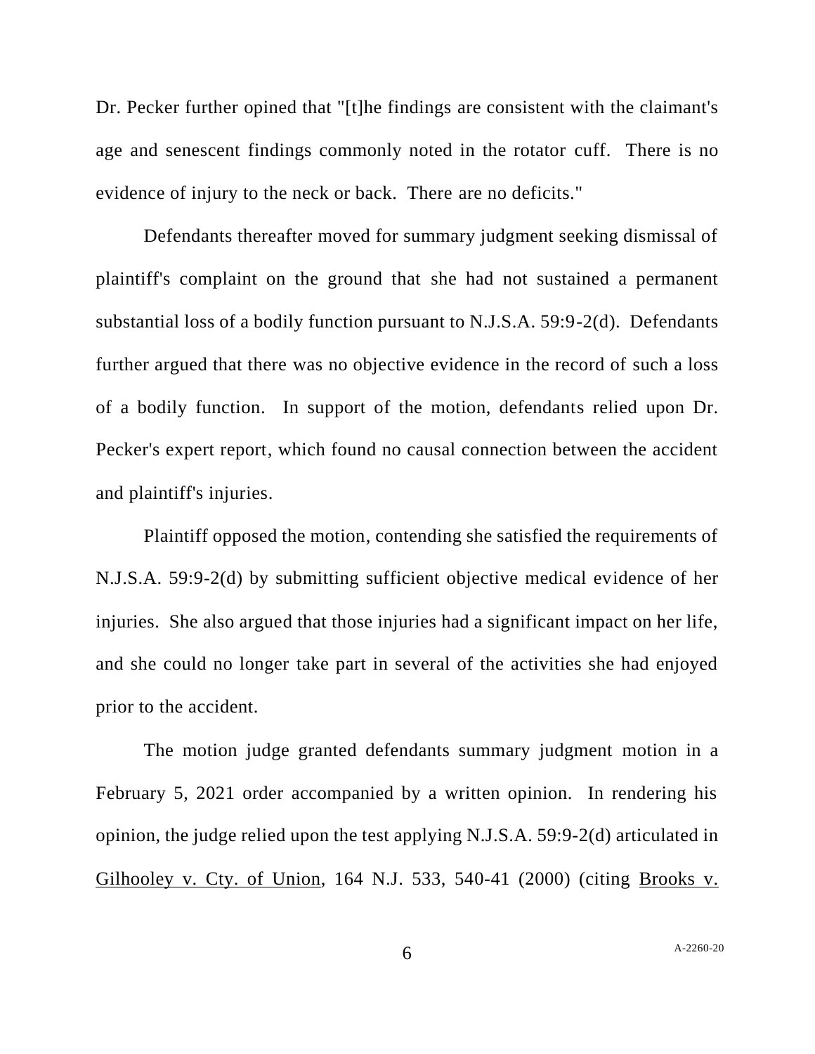Dr. Pecker further opined that "[t]he findings are consistent with the claimant's age and senescent findings commonly noted in the rotator cuff. There is no evidence of injury to the neck or back. There are no deficits."

Defendants thereafter moved for summary judgment seeking dismissal of plaintiff's complaint on the ground that she had not sustained a permanent substantial loss of a bodily function pursuant to N.J.S.A. 59:9-2(d). Defendants further argued that there was no objective evidence in the record of such a loss of a bodily function. In support of the motion, defendants relied upon Dr. Pecker's expert report, which found no causal connection between the accident and plaintiff's injuries.

Plaintiff opposed the motion, contending she satisfied the requirements of N.J.S.A. 59:9-2(d) by submitting sufficient objective medical evidence of her injuries. She also argued that those injuries had a significant impact on her life, and she could no longer take part in several of the activities she had enjoyed prior to the accident.

The motion judge granted defendants summary judgment motion in a February 5, 2021 order accompanied by a written opinion. In rendering his opinion, the judge relied upon the test applying N.J.S.A. 59:9-2(d) articulated in Gilhooley v. Cty. of Union, 164 N.J. 533, 540-41 (2000) (citing Brooks v.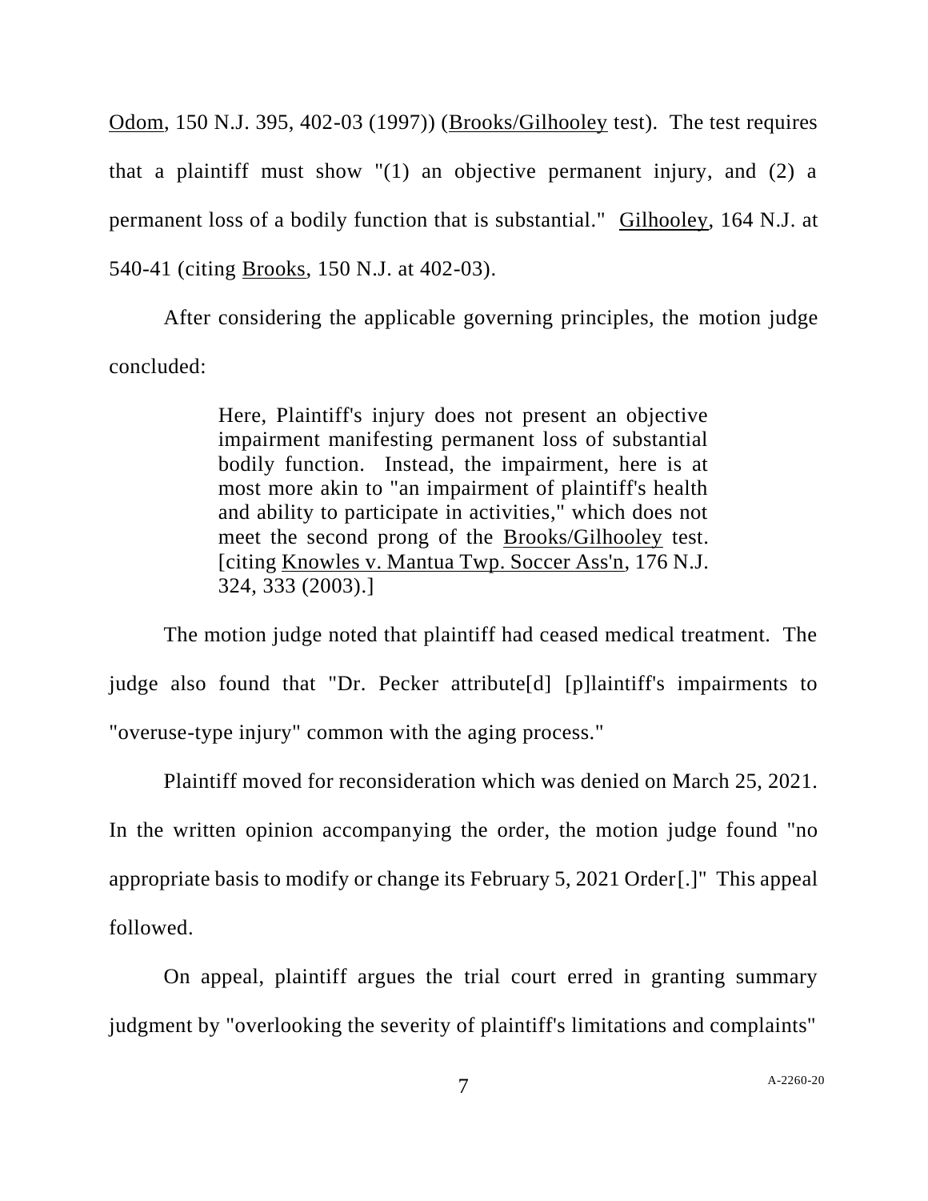Odom, 150 N.J. 395, 402-03 (1997)) (Brooks/Gilhooley test). The test requires that a plaintiff must show "(1) an objective permanent injury, and (2) a permanent loss of a bodily function that is substantial." Gilhooley, 164 N.J. at 540-41 (citing Brooks, 150 N.J. at 402-03).

After considering the applicable governing principles, the motion judge concluded:

> Here, Plaintiff's injury does not present an objective impairment manifesting permanent loss of substantial bodily function. Instead, the impairment, here is at most more akin to "an impairment of plaintiff's health and ability to participate in activities," which does not meet the second prong of the Brooks/Gilhooley test. [citing Knowles v. Mantua Twp. Soccer Ass'n, 176 N.J. 324, 333 (2003).]

The motion judge noted that plaintiff had ceased medical treatment. The judge also found that "Dr. Pecker attribute[d] [p]laintiff's impairments to "overuse-type injury" common with the aging process."

Plaintiff moved for reconsideration which was denied on March 25, 2021. In the written opinion accompanying the order, the motion judge found "no appropriate basis to modify or change its February 5, 2021 Order[.]" This appeal followed.

On appeal, plaintiff argues the trial court erred in granting summary judgment by "overlooking the severity of plaintiff's limitations and complaints"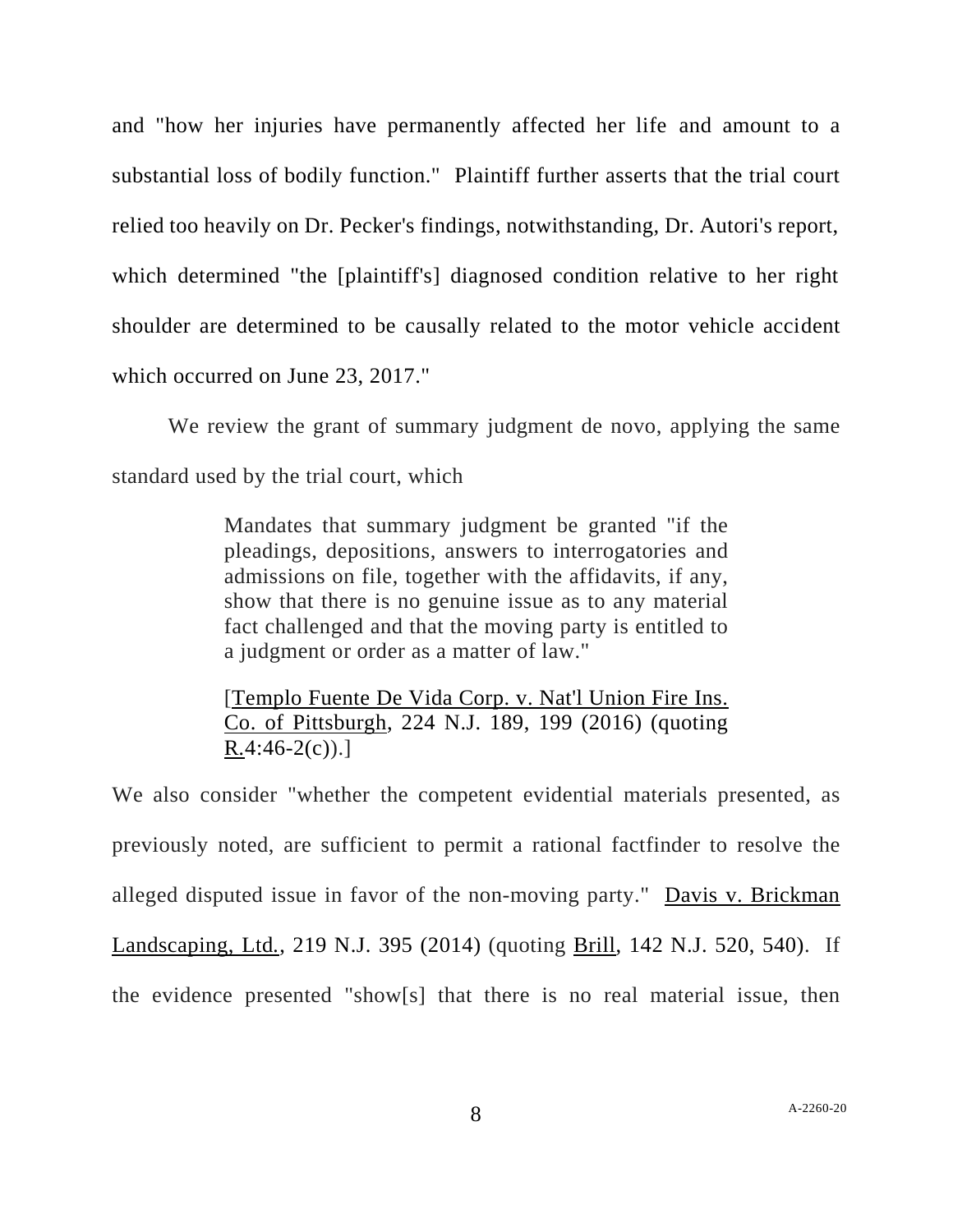and "how her injuries have permanently affected her life and amount to a substantial loss of bodily function." Plaintiff further asserts that the trial court relied too heavily on Dr. Pecker's findings, notwithstanding, Dr. Autori's report, which determined "the [plaintiff's] diagnosed condition relative to her right shoulder are determined to be causally related to the motor vehicle accident which occurred on June 23, 2017."

We review the grant of summary judgment de novo, applying the same standard used by the trial court, which

> Mandates that summary judgment be granted "if the pleadings, depositions, answers to interrogatories and admissions on file, together with the affidavits, if any, show that there is no genuine issue as to any material fact challenged and that the moving party is entitled to a judgment or order as a matter of law."
>
> [Templo Fuente De Vida Corp. v. Nat'l Union Fire Ins. Co. of Pittsburgh, 224 N.J. 189, 199 (2016) (quoting R.4:46-2(c)).]

We also consider "whether the competent evidential materials presented, as previously noted, are sufficient to permit a rational factfinder to resolve the alleged disputed issue in favor of the non-moving party." Davis v. Brickman Landscaping, Ltd., 219 N.J. 395 (2014) (quoting Brill, 142 N.J. 520, 540). If the evidence presented "show[s] that there is no real material issue, then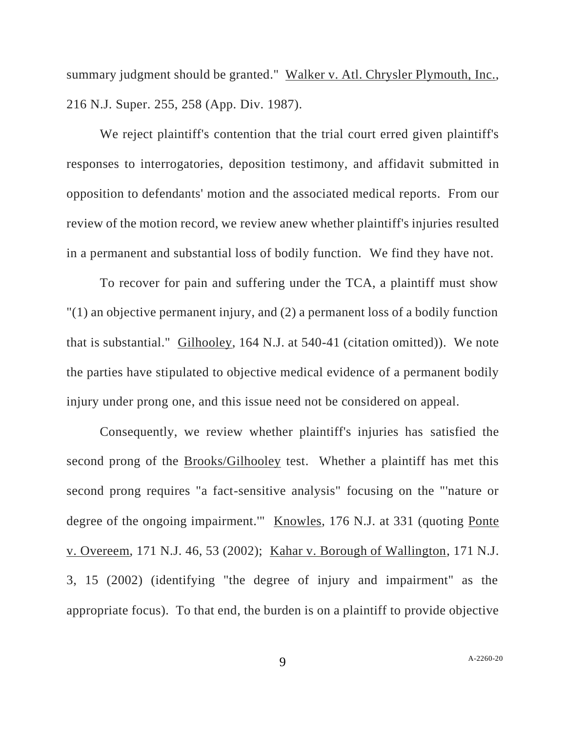summary judgment should be granted." Walker v. Atl. Chrysler Plymouth, Inc., 216 N.J. Super. 255, 258 (App. Div. 1987).

We reject plaintiff's contention that the trial court erred given plaintiff's responses to interrogatories, deposition testimony, and affidavit submitted in opposition to defendants' motion and the associated medical reports. From our review of the motion record, we review anew whether plaintiff's injuries resulted in a permanent and substantial loss of bodily function. We find they have not.

To recover for pain and suffering under the TCA, a plaintiff must show "(1) an objective permanent injury, and (2) a permanent loss of a bodily function that is substantial." Gilhooley, 164 N.J. at 540-41 (citation omitted)). We note the parties have stipulated to objective medical evidence of a permanent bodily injury under prong one, and this issue need not be considered on appeal.

Consequently, we review whether plaintiff's injuries has satisfied the second prong of the Brooks/Gilhooley test. Whether a plaintiff has met this second prong requires "a fact-sensitive analysis" focusing on the "'nature or degree of the ongoing impairment.'" Knowles, 176 N.J. at 331 (quoting Ponte v. Overeem, 171 N.J. 46, 53 (2002); Kahar v. Borough of Wallington, 171 N.J. 3, 15 (2002) (identifying "the degree of injury and impairment" as the appropriate focus). To that end, the burden is on a plaintiff to provide objective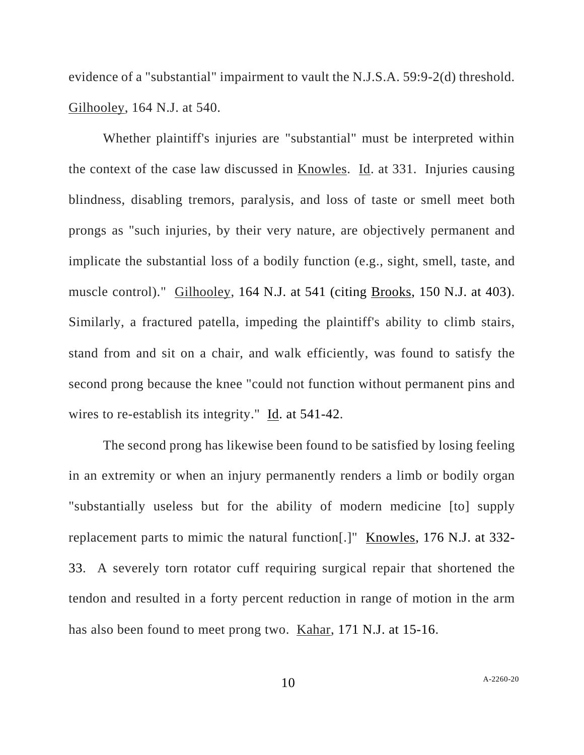evidence of a "substantial" impairment to vault the N.J.S.A. 59:9-2(d) threshold. Gilhooley, 164 N.J. at 540.

Whether plaintiff's injuries are "substantial" must be interpreted within the context of the case law discussed in Knowles. Id. at 331. Injuries causing blindness, disabling tremors, paralysis, and loss of taste or smell meet both prongs as "such injuries, by their very nature, are objectively permanent and implicate the substantial loss of a bodily function (e.g., sight, smell, taste, and muscle control)." Gilhooley, 164 N.J. at 541 (citing Brooks, 150 N.J. at 403). Similarly, a fractured patella, impeding the plaintiff's ability to climb stairs, stand from and sit on a chair, and walk efficiently, was found to satisfy the second prong because the knee "could not function without permanent pins and wires to re-establish its integrity." Id. at 541-42.

The second prong has likewise been found to be satisfied by losing feeling in an extremity or when an injury permanently renders a limb or bodily organ "substantially useless but for the ability of modern medicine [to] supply replacement parts to mimic the natural function[.]" Knowles, 176 N.J. at 332-33. A severely torn rotator cuff requiring surgical repair that shortened the tendon and resulted in a forty percent reduction in range of motion in the arm has also been found to meet prong two. Kahar, 171 N.J. at 15-16.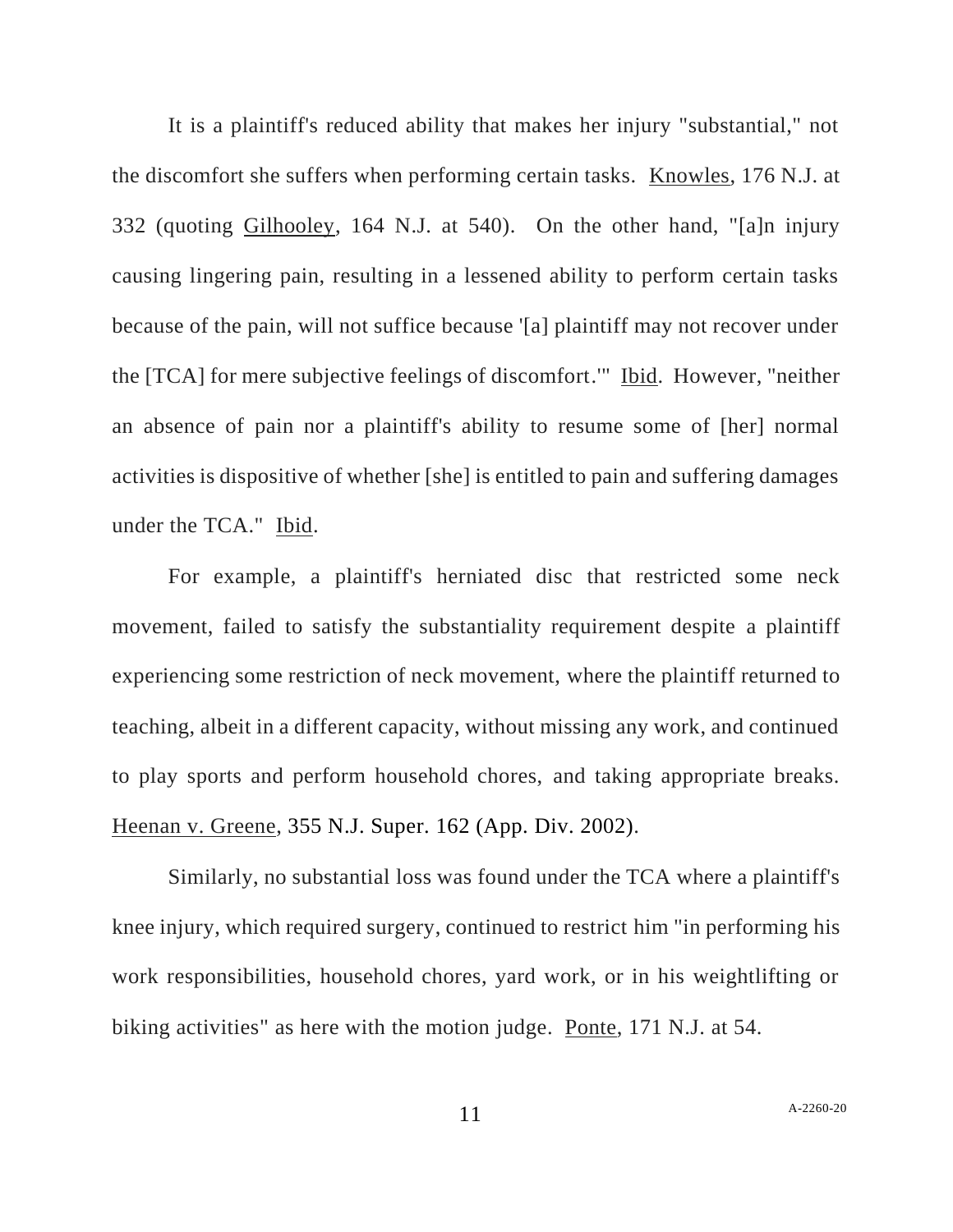It is a plaintiff's reduced ability that makes her injury "substantial," not the discomfort she suffers when performing certain tasks. Knowles, 176 N.J. at 332 (quoting Gilhooley, 164 N.J. at 540). On the other hand, "[a]n injury causing lingering pain, resulting in a lessened ability to perform certain tasks because of the pain, will not suffice because '[a] plaintiff may not recover under the [TCA] for mere subjective feelings of discomfort.'" Ibid. However, "neither an absence of pain nor a plaintiff's ability to resume some of [her] normal activities is dispositive of whether [she] is entitled to pain and suffering damages under the TCA." Ibid.

For example, a plaintiff's herniated disc that restricted some neck movement, failed to satisfy the substantiality requirement despite a plaintiff experiencing some restriction of neck movement, where the plaintiff returned to teaching, albeit in a different capacity, without missing any work, and continued to play sports and perform household chores, and taking appropriate breaks. Heenan v. Greene, 355 N.J. Super. 162 (App. Div. 2002).

Similarly, no substantial loss was found under the TCA where a plaintiff's knee injury, which required surgery, continued to restrict him "in performing his work responsibilities, household chores, yard work, or in his weightlifting or biking activities" as here with the motion judge. Ponte, 171 N.J. at 54.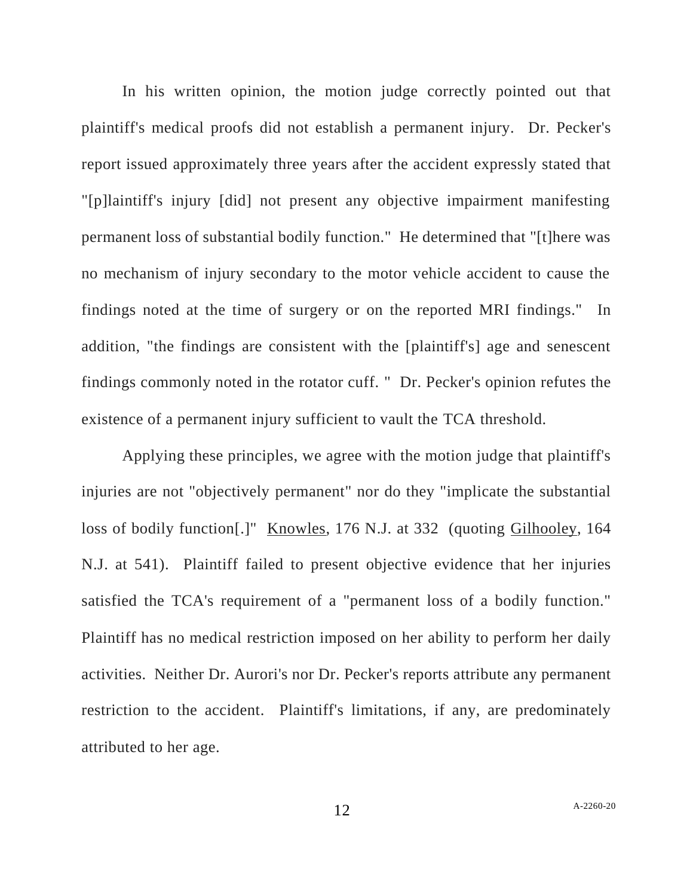In his written opinion, the motion judge correctly pointed out that plaintiff's medical proofs did not establish a permanent injury. Dr. Pecker's report issued approximately three years after the accident expressly stated that "[p]laintiff's injury [did] not present any objective impairment manifesting permanent loss of substantial bodily function." He determined that "[t]here was no mechanism of injury secondary to the motor vehicle accident to cause the findings noted at the time of surgery or on the reported MRI findings." In addition, "the findings are consistent with the [plaintiff's] age and senescent findings commonly noted in the rotator cuff. " Dr. Pecker's opinion refutes the existence of a permanent injury sufficient to vault the TCA threshold.

Applying these principles, we agree with the motion judge that plaintiff's injuries are not "objectively permanent" nor do they "implicate the substantial loss of bodily function[.]" Knowles, 176 N.J. at 332 (quoting Gilhooley, 164 N.J. at 541). Plaintiff failed to present objective evidence that her injuries satisfied the TCA's requirement of a "permanent loss of a bodily function." Plaintiff has no medical restriction imposed on her ability to perform her daily activities. Neither Dr. Aurori's nor Dr. Pecker's reports attribute any permanent restriction to the accident. Plaintiff's limitations, if any, are predominately attributed to her age.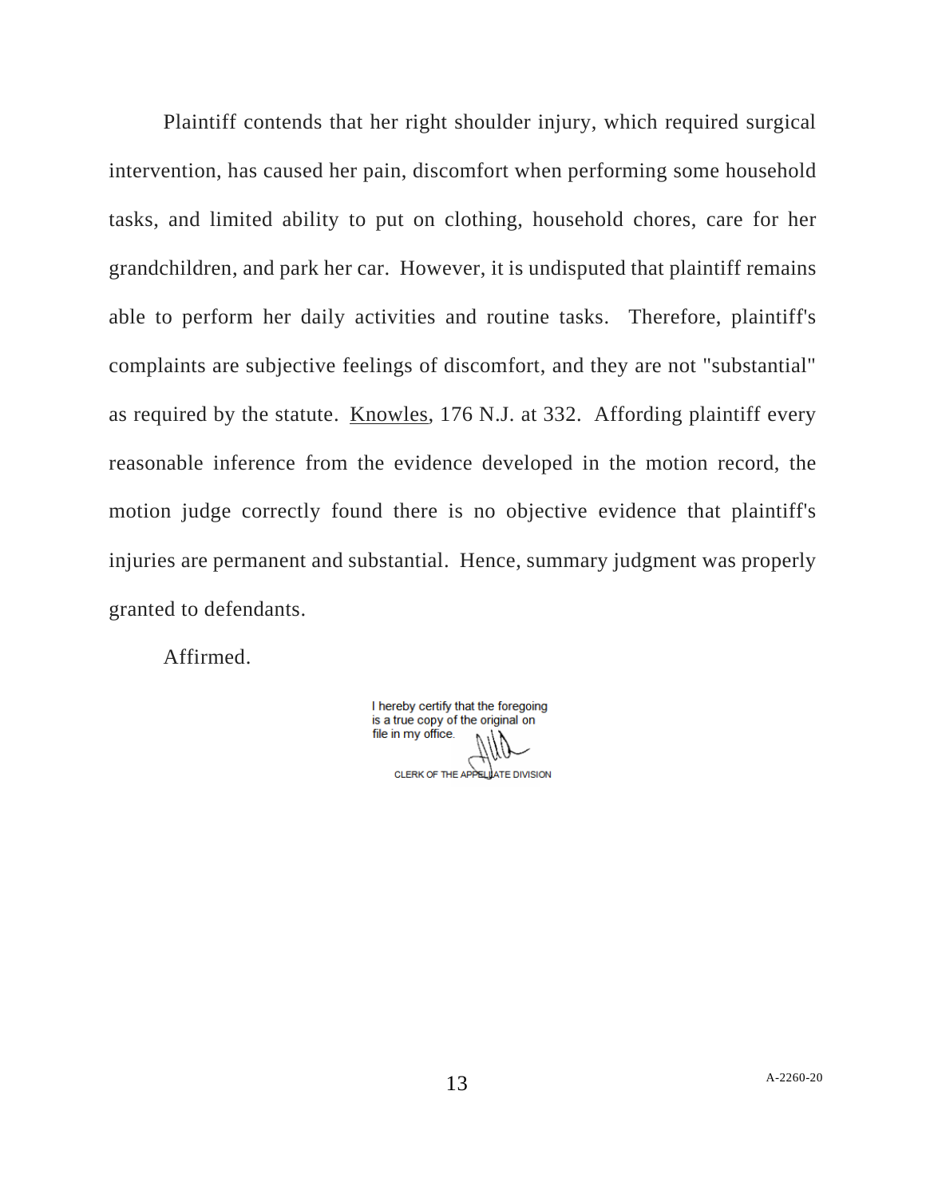Plaintiff contends that her right shoulder injury, which required surgical intervention, has caused her pain, discomfort when performing some household tasks, and limited ability to put on clothing, household chores, care for her grandchildren, and park her car. However, it is undisputed that plaintiff remains able to perform her daily activities and routine tasks. Therefore, plaintiff's complaints are subjective feelings of discomfort, and they are not "substantial" as required by the statute. Knowles, 176 N.J. at 332. Affording plaintiff every reasonable inference from the evidence developed in the motion record, the motion judge correctly found there is no objective evidence that plaintiff's injuries are permanent and substantial. Hence, summary judgment was properly granted to defendants.

Affirmed.

I hereby certify that the foregoing is a true copy of the original on file in my office.

CLERK OF THE APPELLATE DIVISION